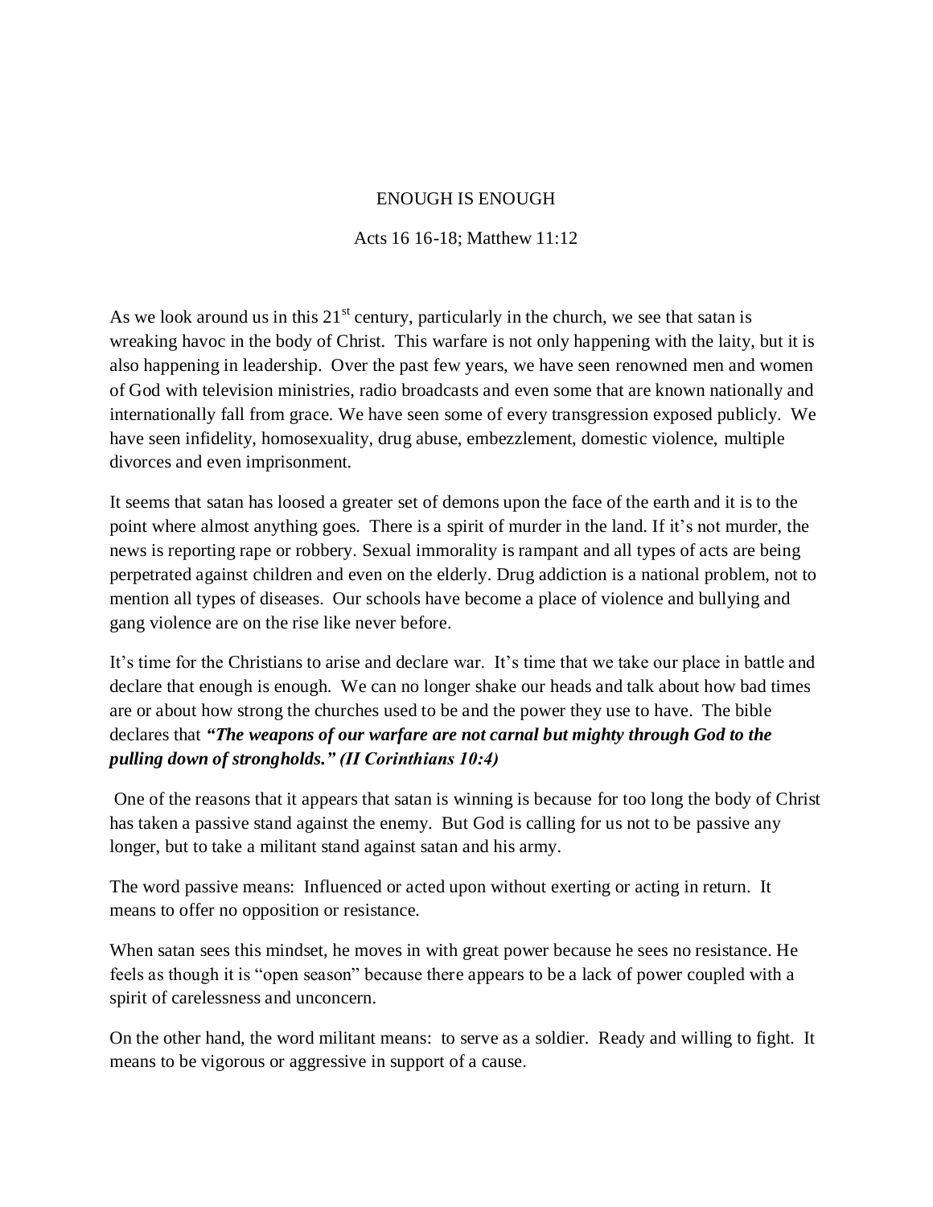# ENOUGH IS ENOUGH

Acts 16 16-18; Matthew 11:12

As we look around us in this 21st century, particularly in the church, we see that satan is wreaking havoc in the body of Christ. This warfare is not only happening with the laity, but it is also happening in leadership. Over the past few years, we have seen renowned men and women of God with television ministries, radio broadcasts and even some that are known nationally and internationally fall from grace. We have seen some of every transgression exposed publicly. We have seen infidelity, homosexuality, drug abuse, embezzlement, domestic violence, multiple divorces and even imprisonment.

It seems that satan has loosed a greater set of demons upon the face of the earth and it is to the point where almost anything goes. There is a spirit of murder in the land. If it's not murder, the news is reporting rape or robbery. Sexual immorality is rampant and all types of acts are being perpetrated against children and even on the elderly. Drug addiction is a national problem, not to mention all types of diseases. Our schools have become a place of violence and bullying and gang violence are on the rise like never before.

It's time for the Christians to arise and declare war. It's time that we take our place in battle and declare that enough is enough. We can no longer shake our heads and talk about how bad times are or about how strong the churches used to be and the power they use to have. The bible declares that ***"The weapons of our warfare are not carnal but mighty through God to the pulling down of strongholds." (II Corinthians 10:4)***

One of the reasons that it appears that satan is winning is because for too long the body of Christ has taken a passive stand against the enemy. But God is calling for us not to be passive any longer, but to take a militant stand against satan and his army.

The word passive means: Influenced or acted upon without exerting or acting in return. It means to offer no opposition or resistance.

When satan sees this mindset, he moves in with great power because he sees no resistance. He feels as though it is "open season" because there appears to be a lack of power coupled with a spirit of carelessness and unconcern.

On the other hand, the word militant means: to serve as a soldier. Ready and willing to fight. It means to be vigorous or aggressive in support of a cause.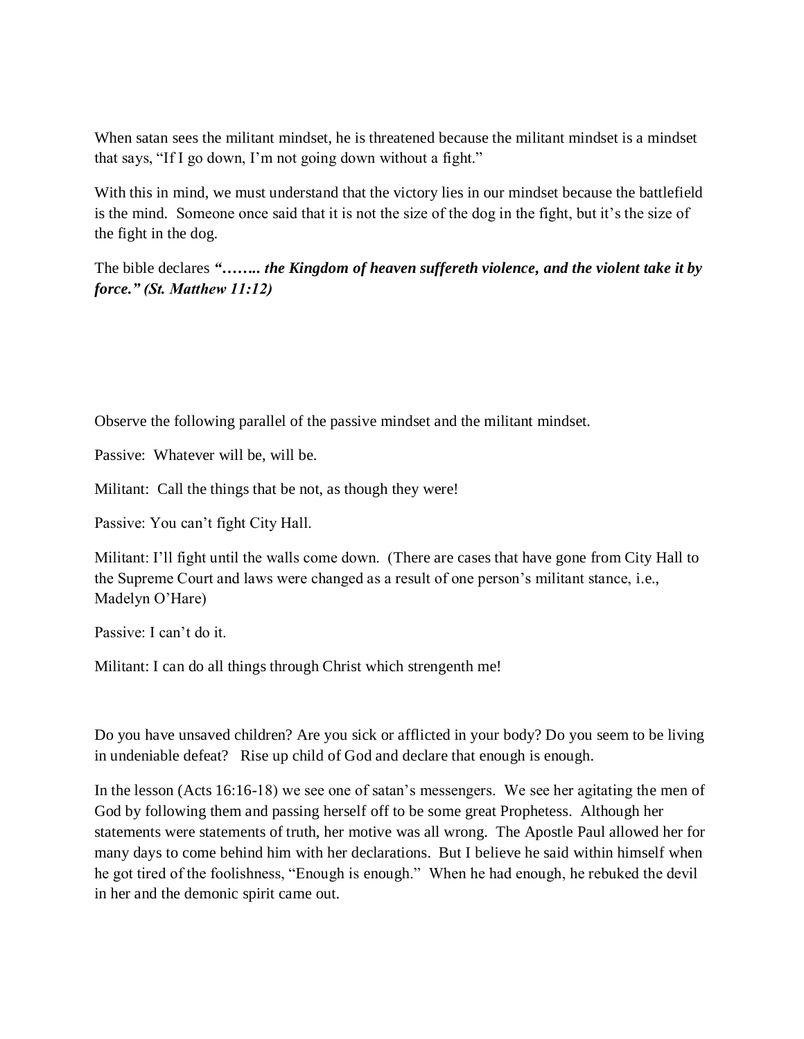When satan sees the militant mindset, he is threatened because the militant mindset is a mindset that says, "If I go down, I'm not going down without a fight."

With this in mind, we must understand that the victory lies in our mindset because the battlefield is the mind. Someone once said that it is not the size of the dog in the fight, but it's the size of the fight in the dog.

The bible declares ***"…….. the Kingdom of heaven suffereth violence, and the violent take it by force." (St. Matthew 11:12)***

Observe the following parallel of the passive mindset and the militant mindset.

Passive: Whatever will be, will be.

Militant: Call the things that be not, as though they were!

Passive: You can't fight City Hall.

Militant: I'll fight until the walls come down. (There are cases that have gone from City Hall to the Supreme Court and laws were changed as a result of one person's militant stance, i.e., Madelyn O'Hare)

Passive: I can't do it.

Militant: I can do all things through Christ which strengenth me!

Do you have unsaved children? Are you sick or afflicted in your body? Do you seem to be living in undeniable defeat? Rise up child of God and declare that enough is enough.

In the lesson (Acts 16:16-18) we see one of satan's messengers. We see her agitating the men of God by following them and passing herself off to be some great Prophetess. Although her statements were statements of truth, her motive was all wrong. The Apostle Paul allowed her for many days to come behind him with her declarations. But I believe he said within himself when he got tired of the foolishness, "Enough is enough." When he had enough, he rebuked the devil in her and the demonic spirit came out.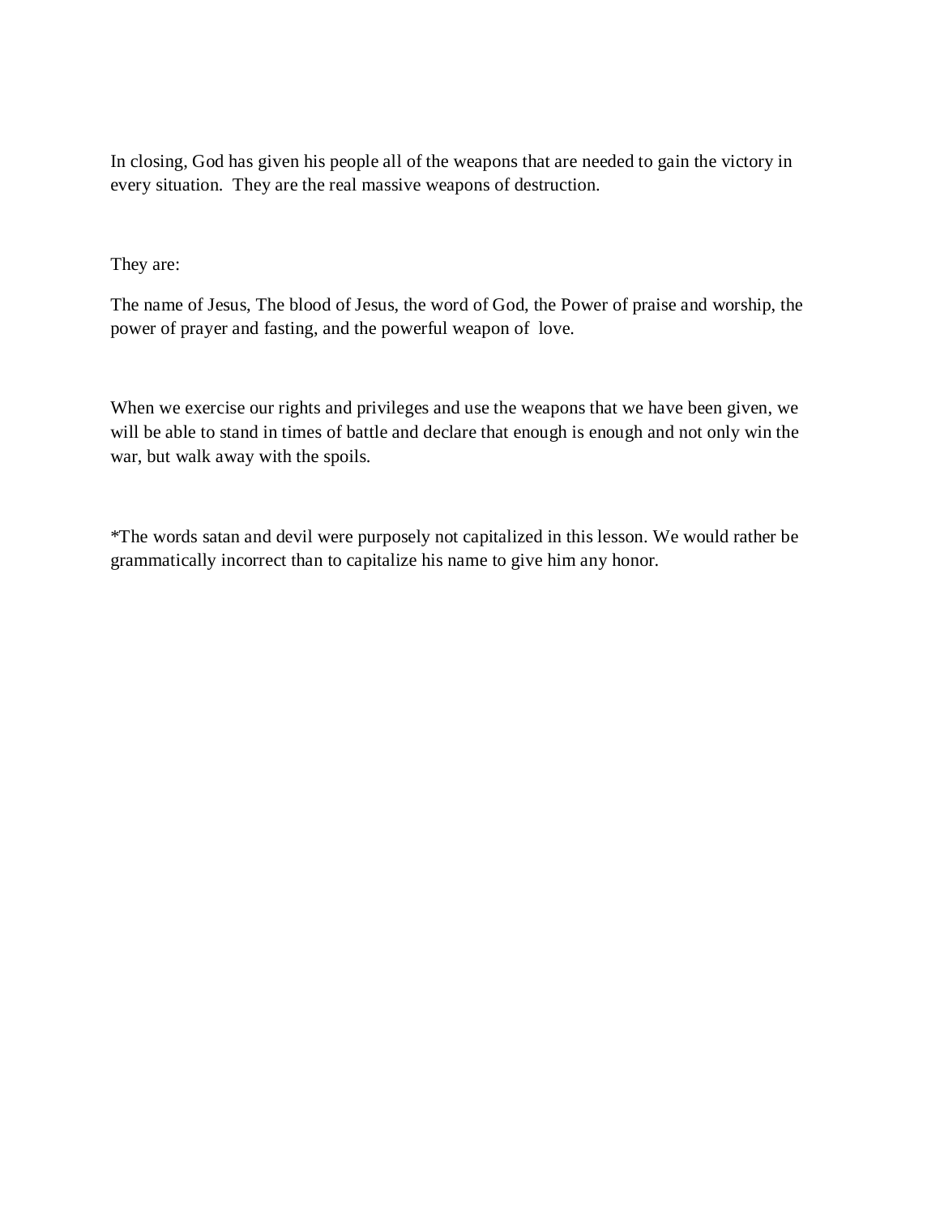In closing, God has given his people all of the weapons that are needed to gain the victory in every situation. They are the real massive weapons of destruction.

They are:

The name of Jesus, The blood of Jesus, the word of God, the Power of praise and worship, the power of prayer and fasting, and the powerful weapon of love.

When we exercise our rights and privileges and use the weapons that we have been given, we will be able to stand in times of battle and declare that enough is enough and not only win the war, but walk away with the spoils.

*The words satan and devil were purposely not capitalized in this lesson. We would rather be grammatically incorrect than to capitalize his name to give him any honor.